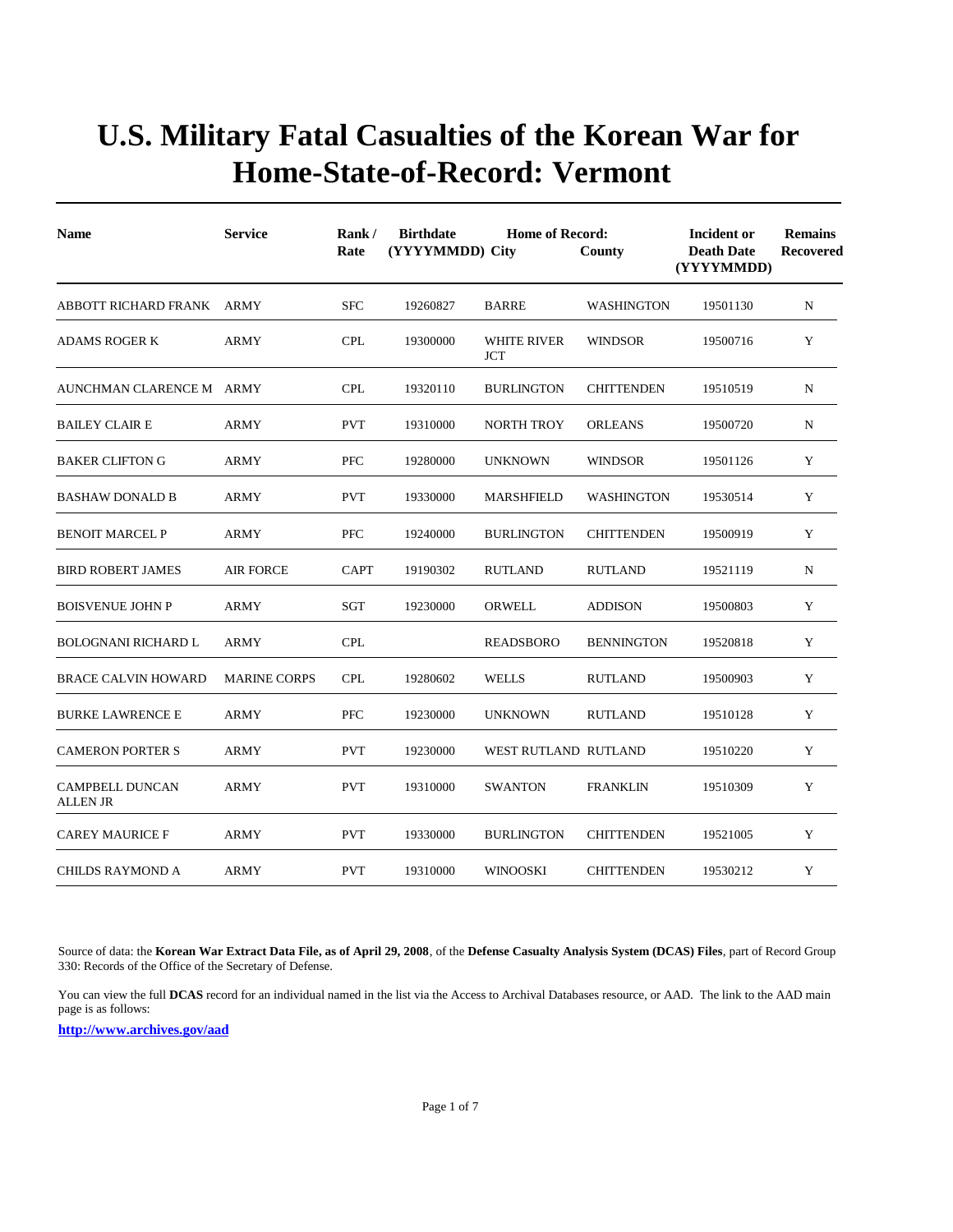# U.S. Military Fatal Casualties of the Korean War for Home-State-of-Record: Vermont

| Name | Service | Rank / Rate | Birthdate (YYYYMMDD) | Home of Record: City | County | Incident or Death Date (YYYYMMDD) | Remains Recovered |
|---|---|---|---|---|---|---|---|
| ABBOTT RICHARD FRANK | ARMY | SFC | 19260827 | BARRE | WASHINGTON | 19501130 | N |
| ADAMS ROGER K | ARMY | CPL | 19300000 | WHITE RIVER JCT | WINDSOR | 19500716 | Y |
| AUNCHMAN CLARENCE M | ARMY | CPL | 19320110 | BURLINGTON | CHITTENDEN | 19510519 | N |
| BAILEY CLAIR E | ARMY | PVT | 19310000 | NORTH TROY | ORLEANS | 19500720 | N |
| BAKER CLIFTON G | ARMY | PFC | 19280000 | UNKNOWN | WINDSOR | 19501126 | Y |
| BASHAW DONALD B | ARMY | PVT | 19330000 | MARSHFIELD | WASHINGTON | 19530514 | Y |
| BENOIT MARCEL P | ARMY | PFC | 19240000 | BURLINGTON | CHITTENDEN | 19500919 | Y |
| BIRD ROBERT JAMES | AIR FORCE | CAPT | 19190302 | RUTLAND | RUTLAND | 19521119 | N |
| BOISVENUE JOHN P | ARMY | SGT | 19230000 | ORWELL | ADDISON | 19500803 | Y |
| BOLOGNANI RICHARD L | ARMY | CPL | | READSBORO | BENNINGTON | 19520818 | Y |
| BRACE CALVIN HOWARD | MARINE CORPS | CPL | 19280602 | WELLS | RUTLAND | 19500903 | Y |
| BURKE LAWRENCE E | ARMY | PFC | 19230000 | UNKNOWN | RUTLAND | 19510128 | Y |
| CAMERON PORTER S | ARMY | PVT | 19230000 | WEST RUTLAND | RUTLAND | 19510220 | Y |
| CAMPBELL DUNCAN ALLEN JR | ARMY | PVT | 19310000 | SWANTON | FRANKLIN | 19510309 | Y |
| CAREY MAURICE F | ARMY | PVT | 19330000 | BURLINGTON | CHITTENDEN | 19521005 | Y |
| CHILDS RAYMOND A | ARMY | PVT | 19310000 | WINOOSKI | CHITTENDEN | 19530212 | Y |

Source of data: the **Korean War Extract Data File, as of April 29, 2008**, of the **Defense Casualty Analysis System (DCAS) Files**, part of Record Group 330: Records of the Office of the Secretary of Defense.

You can view the full **DCAS** record for an individual named in the list via the Access to Archival Databases resource, or AAD. The link to the AAD main page is as follows:

**http://www.archives.gov/aad**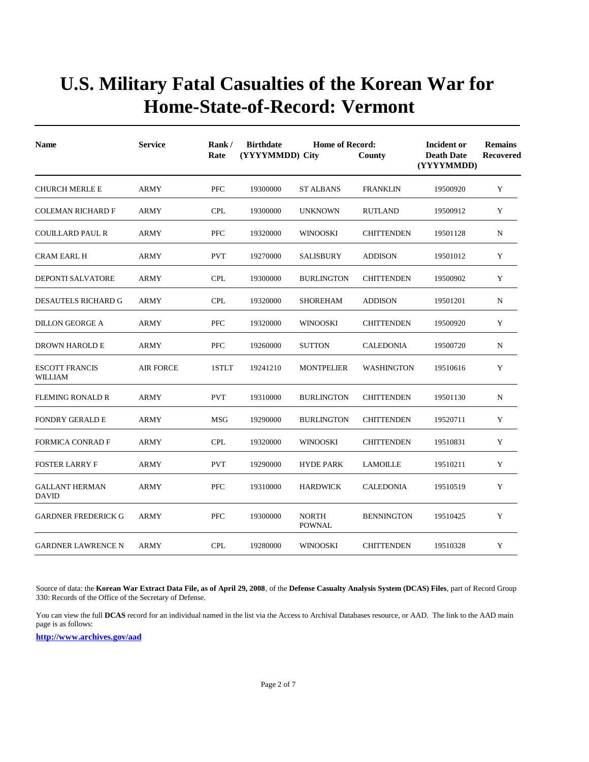# U.S. Military Fatal Casualties of the Korean War for Home-State-of-Record: Vermont

| Name | Service | Rank / Rate | Birthdate (YYYYMMDD) | Home of Record: City | County | Incident or Death Date (YYYYMMDD) | Remains Recovered |
|---|---|---|---|---|---|---|---|
| CHURCH MERLE E | ARMY | PFC | 19300000 | ST ALBANS | FRANKLIN | 19500920 | Y |
| COLEMAN RICHARD F | ARMY | CPL | 19300000 | UNKNOWN | RUTLAND | 19500912 | Y |
| COUILLARD PAUL R | ARMY | PFC | 19320000 | WINOOSKI | CHITTENDEN | 19501128 | N |
| CRAM EARL H | ARMY | PVT | 19270000 | SALISBURY | ADDISON | 19501012 | Y |
| DEPONTI SALVATORE | ARMY | CPL | 19300000 | BURLINGTON | CHITTENDEN | 19500902 | Y |
| DESAUTELS RICHARD G | ARMY | CPL | 19320000 | SHOREHAM | ADDISON | 19501201 | N |
| DILLON GEORGE A | ARMY | PFC | 19320000 | WINOOSKI | CHITTENDEN | 19500920 | Y |
| DROWN HAROLD E | ARMY | PFC | 19260000 | SUTTON | CALEDONIA | 19500720 | N |
| ESCOTT FRANCIS WILLIAM | AIR FORCE | 1STLT | 19241210 | MONTPELIER | WASHINGTON | 19510616 | Y |
| FLEMING RONALD R | ARMY | PVT | 19310000 | BURLINGTON | CHITTENDEN | 19501130 | N |
| FONDRY GERALD E | ARMY | MSG | 19290000 | BURLINGTON | CHITTENDEN | 19520711 | Y |
| FORMICA CONRAD F | ARMY | CPL | 19320000 | WINOOSKI | CHITTENDEN | 19510831 | Y |
| FOSTER LARRY F | ARMY | PVT | 19290000 | HYDE PARK | LAMOILLE | 19510211 | Y |
| GALLANT HERMAN DAVID | ARMY | PFC | 19310000 | HARDWICK | CALEDONIA | 19510519 | Y |
| GARDNER FREDERICK G | ARMY | PFC | 19300000 | NORTH POWNAL | BENNINGTON | 19510425 | Y |
| GARDNER LAWRENCE N | ARMY | CPL | 19280000 | WINOOSKI | CHITTENDEN | 19510328 | Y |

Source of data: the **Korean War Extract Data File, as of April 29, 2008**, of the **Defense Casualty Analysis System (DCAS) Files**, part of Record Group 330: Records of the Office of the Secretary of Defense.

You can view the full **DCAS** record for an individual named in the list via the Access to Archival Databases resource, or AAD. The link to the AAD main page is as follows:

**http://www.archives.gov/aad**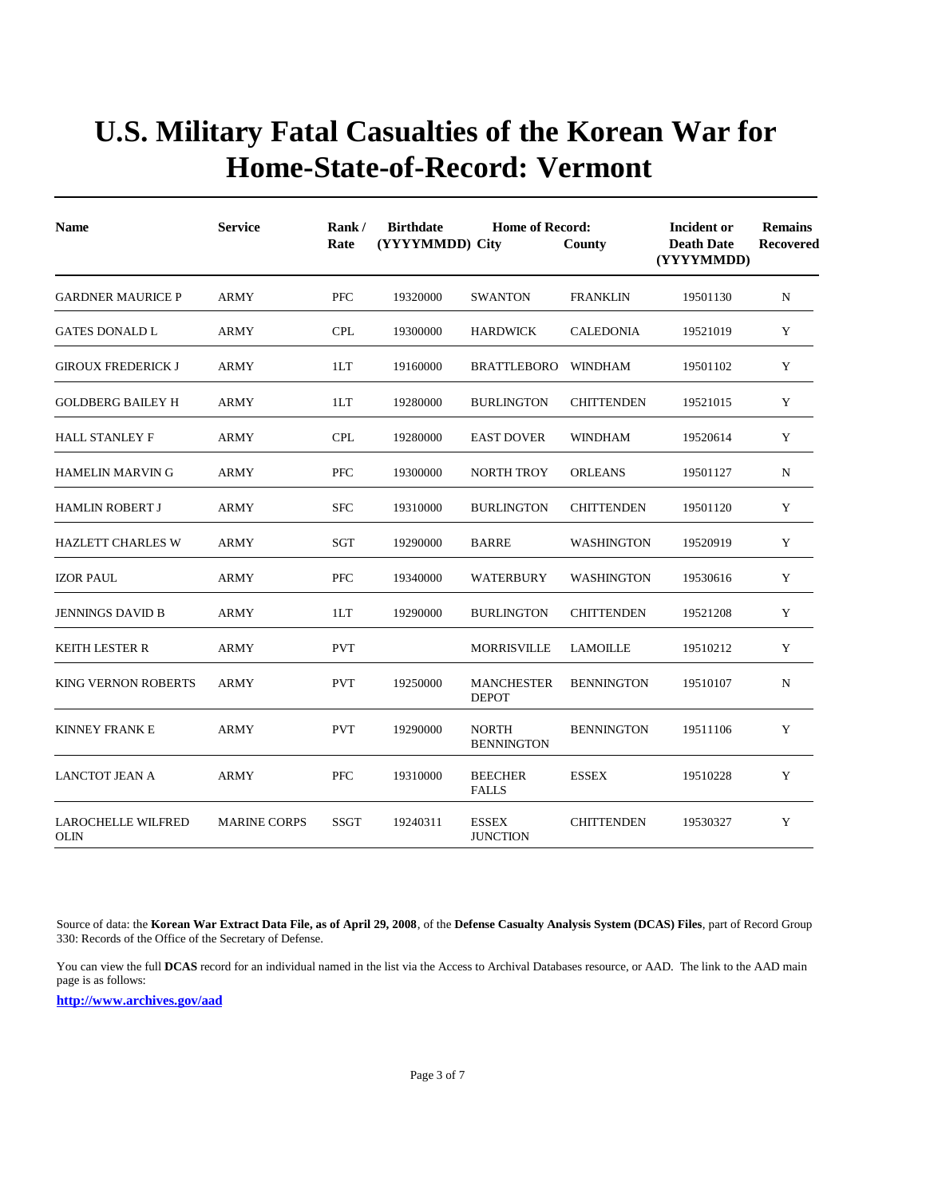# U.S. Military Fatal Casualties of the Korean War for Home-State-of-Record: Vermont

| Name | Service | Rank / Rate | Birthdate (YYYYMMDD) | Home of Record: City | County | Incident or Death Date (YYYYMMDD) | Remains Recovered |
|---|---|---|---|---|---|---|---|
| GARDNER MAURICE P | ARMY | PFC | 19320000 | SWANTON | FRANKLIN | 19501130 | N |
| GATES DONALD L | ARMY | CPL | 19300000 | HARDWICK | CALEDONIA | 19521019 | Y |
| GIROUX FREDERICK J | ARMY | 1LT | 19160000 | BRATTLEBORO | WINDHAM | 19501102 | Y |
| GOLDBERG BAILEY H | ARMY | 1LT | 19280000 | BURLINGTON | CHITTENDEN | 19521015 | Y |
| HALL STANLEY F | ARMY | CPL | 19280000 | EAST DOVER | WINDHAM | 19520614 | Y |
| HAMELIN MARVIN G | ARMY | PFC | 19300000 | NORTH TROY | ORLEANS | 19501127 | N |
| HAMLIN ROBERT J | ARMY | SFC | 19310000 | BURLINGTON | CHITTENDEN | 19501120 | Y |
| HAZLETT CHARLES W | ARMY | SGT | 19290000 | BARRE | WASHINGTON | 19520919 | Y |
| IZOR PAUL | ARMY | PFC | 19340000 | WATERBURY | WASHINGTON | 19530616 | Y |
| JENNINGS DAVID B | ARMY | 1LT | 19290000 | BURLINGTON | CHITTENDEN | 19521208 | Y |
| KEITH LESTER R | ARMY | PVT | | MORRISVILLE | LAMOILLE | 19510212 | Y |
| KING VERNON ROBERTS | ARMY | PVT | 19250000 | MANCHESTER DEPOT | BENNINGTON | 19510107 | N |
| KINNEY FRANK E | ARMY | PVT | 19290000 | NORTH BENNINGTON | BENNINGTON | 19511106 | Y |
| LANCTOT JEAN A | ARMY | PFC | 19310000 | BEECHER FALLS | ESSEX | 19510228 | Y |
| LAROCHELLE WILFRED OLIN | MARINE CORPS | SSGT | 19240311 | ESSEX JUNCTION | CHITTENDEN | 19530327 | Y |

Source of data: the **Korean War Extract Data File, as of April 29, 2008**, of the **Defense Casualty Analysis System (DCAS) Files**, part of Record Group 330: Records of the Office of the Secretary of Defense.

You can view the full **DCAS** record for an individual named in the list via the Access to Archival Databases resource, or AAD. The link to the AAD main page is as follows:

**http://www.archives.gov/aad**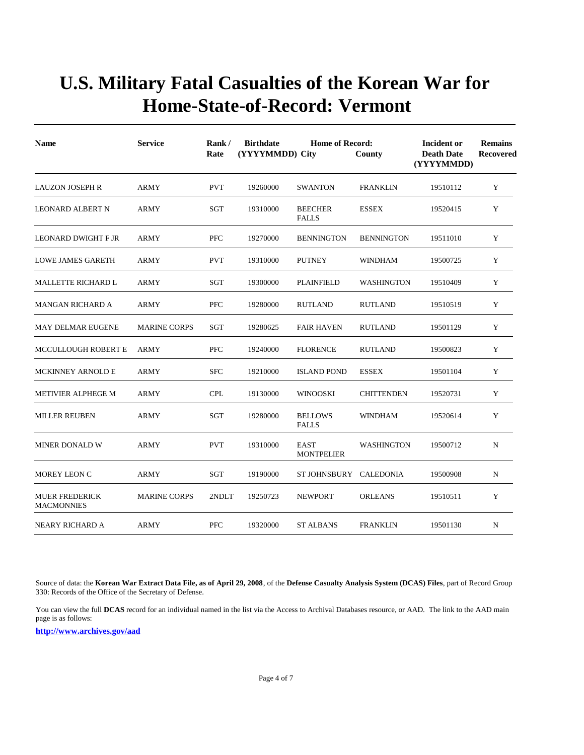# U.S. Military Fatal Casualties of the Korean War for Home-State-of-Record: Vermont

| Name | Service | Rank / Rate | Birthdate (YYYYMMDD) | Home of Record: City | County | Incident or Death Date (YYYYMMDD) | Remains Recovered |
|---|---|---|---|---|---|---|---|
| LAUZON JOSEPH R | ARMY | PVT | 19260000 | SWANTON | FRANKLIN | 19510112 | Y |
| LEONARD ALBERT N | ARMY | SGT | 19310000 | BEECHER FALLS | ESSEX | 19520415 | Y |
| LEONARD DWIGHT F JR | ARMY | PFC | 19270000 | BENNINGTON | BENNINGTON | 19511010 | Y |
| LOWE JAMES GARETH | ARMY | PVT | 19310000 | PUTNEY | WINDHAM | 19500725 | Y |
| MALLETTE RICHARD L | ARMY | SGT | 19300000 | PLAINFIELD | WASHINGTON | 19510409 | Y |
| MANGAN RICHARD A | ARMY | PFC | 19280000 | RUTLAND | RUTLAND | 19510519 | Y |
| MAY DELMAR EUGENE | MARINE CORPS | SGT | 19280625 | FAIR HAVEN | RUTLAND | 19501129 | Y |
| MCCULLOUGH ROBERT E | ARMY | PFC | 19240000 | FLORENCE | RUTLAND | 19500823 | Y |
| MCKINNEY ARNOLD E | ARMY | SFC | 19210000 | ISLAND POND | ESSEX | 19501104 | Y |
| METIVIER ALPHEGE M | ARMY | CPL | 19130000 | WINOOSKI | CHITTENDEN | 19520731 | Y |
| MILLER REUBEN | ARMY | SGT | 19280000 | BELLOWS FALLS | WINDHAM | 19520614 | Y |
| MINER DONALD W | ARMY | PVT | 19310000 | EAST MONTPELIER | WASHINGTON | 19500712 | N |
| MOREY LEON C | ARMY | SGT | 19190000 | ST JOHNSBURY | CALEDONIA | 19500908 | N |
| MUER FREDERICK MACMONNIES | MARINE CORPS | 2NDLT | 19250723 | NEWPORT | ORLEANS | 19510511 | Y |
| NEARY RICHARD A | ARMY | PFC | 19320000 | ST ALBANS | FRANKLIN | 19501130 | N |

Source of data: the **Korean War Extract Data File, as of April 29, 2008**, of the **Defense Casualty Analysis System (DCAS) Files**, part of Record Group 330: Records of the Office of the Secretary of Defense.

You can view the full **DCAS** record for an individual named in the list via the Access to Archival Databases resource, or AAD. The link to the AAD main page is as follows:

**http://www.archives.gov/aad**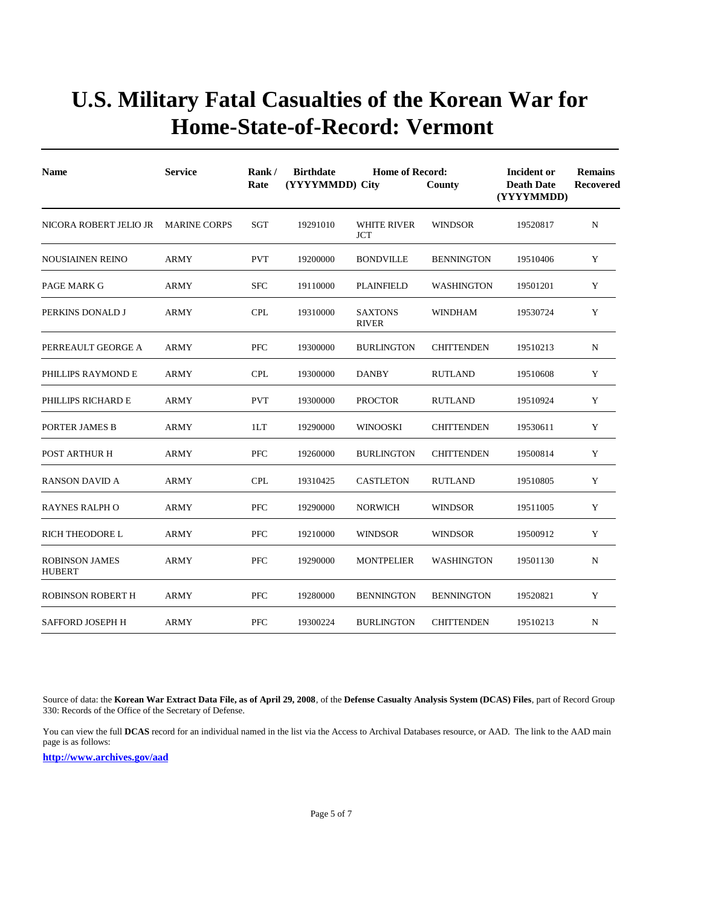# U.S. Military Fatal Casualties of the Korean War for Home-State-of-Record: Vermont

| Name | Service | Rank / Rate | Birthdate (YYYYMMDD) | Home of Record: City | County | Incident or Death Date (YYYYMMDD) | Remains Recovered |
|---|---|---|---|---|---|---|---|
| NICORA ROBERT JELIO JR | MARINE CORPS | SGT | 19291010 | WHITE RIVER JCT | WINDSOR | 19520817 | N |
| NOUSIAINEN REINO | ARMY | PVT | 19200000 | BONDVILLE | BENNINGTON | 19510406 | Y |
| PAGE MARK G | ARMY | SFC | 19110000 | PLAINFIELD | WASHINGTON | 19501201 | Y |
| PERKINS DONALD J | ARMY | CPL | 19310000 | SAXTONS RIVER | WINDHAM | 19530724 | Y |
| PERREAULT GEORGE A | ARMY | PFC | 19300000 | BURLINGTON | CHITTENDEN | 19510213 | N |
| PHILLIPS RAYMOND E | ARMY | CPL | 19300000 | DANBY | RUTLAND | 19510608 | Y |
| PHILLIPS RICHARD E | ARMY | PVT | 19300000 | PROCTOR | RUTLAND | 19510924 | Y |
| PORTER JAMES B | ARMY | 1LT | 19290000 | WINOOSKI | CHITTENDEN | 19530611 | Y |
| POST ARTHUR H | ARMY | PFC | 19260000 | BURLINGTON | CHITTENDEN | 19500814 | Y |
| RANSON DAVID A | ARMY | CPL | 19310425 | CASTLETON | RUTLAND | 19510805 | Y |
| RAYNES RALPH O | ARMY | PFC | 19290000 | NORWICH | WINDSOR | 19511005 | Y |
| RICH THEODORE L | ARMY | PFC | 19210000 | WINDSOR | WINDSOR | 19500912 | Y |
| ROBINSON JAMES HUBERT | ARMY | PFC | 19290000 | MONTPELIER | WASHINGTON | 19501130 | N |
| ROBINSON ROBERT H | ARMY | PFC | 19280000 | BENNINGTON | BENNINGTON | 19520821 | Y |
| SAFFORD JOSEPH H | ARMY | PFC | 19300224 | BURLINGTON | CHITTENDEN | 19510213 | N |

Source of data: the **Korean War Extract Data File, as of April 29, 2008**, of the **Defense Casualty Analysis System (DCAS) Files**, part of Record Group 330: Records of the Office of the Secretary of Defense.

You can view the full **DCAS** record for an individual named in the list via the Access to Archival Databases resource, or AAD. The link to the AAD main page is as follows:

**http://www.archives.gov/aad**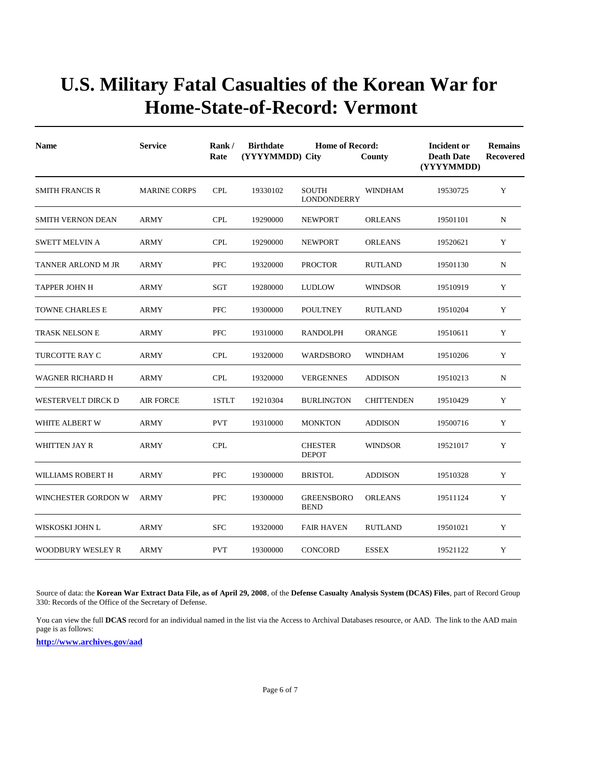# U.S. Military Fatal Casualties of the Korean War for Home-State-of-Record: Vermont

| Name | Service | Rank / Rate | Birthdate (YYYYMMDD) | Home of Record: City | County | Incident or Death Date (YYYYMMDD) | Remains Recovered |
|---|---|---|---|---|---|---|---|
| SMITH FRANCIS R | MARINE CORPS | CPL | 19330102 | SOUTH LONDONDERRY | WINDHAM | 19530725 | Y |
| SMITH VERNON DEAN | ARMY | CPL | 19290000 | NEWPORT | ORLEANS | 19501101 | N |
| SWETT MELVIN A | ARMY | CPL | 19290000 | NEWPORT | ORLEANS | 19520621 | Y |
| TANNER ARLOND M JR | ARMY | PFC | 19320000 | PROCTOR | RUTLAND | 19501130 | N |
| TAPPER JOHN H | ARMY | SGT | 19280000 | LUDLOW | WINDSOR | 19510919 | Y |
| TOWNE CHARLES E | ARMY | PFC | 19300000 | POULTNEY | RUTLAND | 19510204 | Y |
| TRASK NELSON E | ARMY | PFC | 19310000 | RANDOLPH | ORANGE | 19510611 | Y |
| TURCOTTE RAY C | ARMY | CPL | 19320000 | WARDSBORO | WINDHAM | 19510206 | Y |
| WAGNER RICHARD H | ARMY | CPL | 19320000 | VERGENNES | ADDISON | 19510213 | N |
| WESTERVELT DIRCK D | AIR FORCE | 1STLT | 19210304 | BURLINGTON | CHITTENDEN | 19510429 | Y |
| WHITE ALBERT W | ARMY | PVT | 19310000 | MONKTON | ADDISON | 19500716 | Y |
| WHITTEN JAY R | ARMY | CPL | | CHESTER DEPOT | WINDSOR | 19521017 | Y |
| WILLIAMS ROBERT H | ARMY | PFC | 19300000 | BRISTOL | ADDISON | 19510328 | Y |
| WINCHESTER GORDON W | ARMY | PFC | 19300000 | GREENSBORO BEND | ORLEANS | 19511124 | Y |
| WISKOSKI JOHN L | ARMY | SFC | 19320000 | FAIR HAVEN | RUTLAND | 19501021 | Y |
| WOODBURY WESLEY R | ARMY | PVT | 19300000 | CONCORD | ESSEX | 19521122 | Y |

Source of data: the **Korean War Extract Data File, as of April 29, 2008**, of the **Defense Casualty Analysis System (DCAS) Files**, part of Record Group 330: Records of the Office of the Secretary of Defense.

You can view the full **DCAS** record for an individual named in the list via the Access to Archival Databases resource, or AAD. The link to the AAD main page is as follows:

**http://www.archives.gov/aad**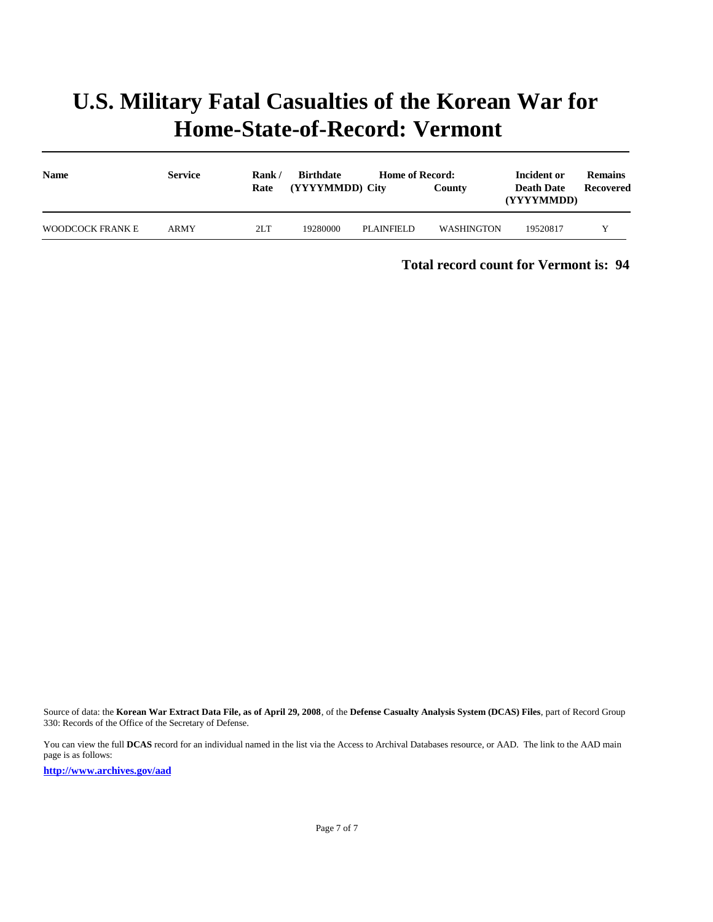# U.S. Military Fatal Casualties of the Korean War for Home-State-of-Record: Vermont

| Name | Service | Rank / Rate | Birthdate (YYYYMMDD) | Home of Record: City | County | Incident or Death Date (YYYYMMDD) | Remains Recovered |
|---|---|---|---|---|---|---|---|
| WOODCOCK FRANK E | ARMY | 2LT | 19280000 | PLAINFIELD | WASHINGTON | 19520817 | Y |

**Total record count for Vermont is: 94**

Source of data: the **Korean War Extract Data File, as of April 29, 2008**, of the **Defense Casualty Analysis System (DCAS) Files**, part of Record Group 330: Records of the Office of the Secretary of Defense.

You can view the full **DCAS** record for an individual named in the list via the Access to Archival Databases resource, or AAD. The link to the AAD main page is as follows:

**http://www.archives.gov/aad**